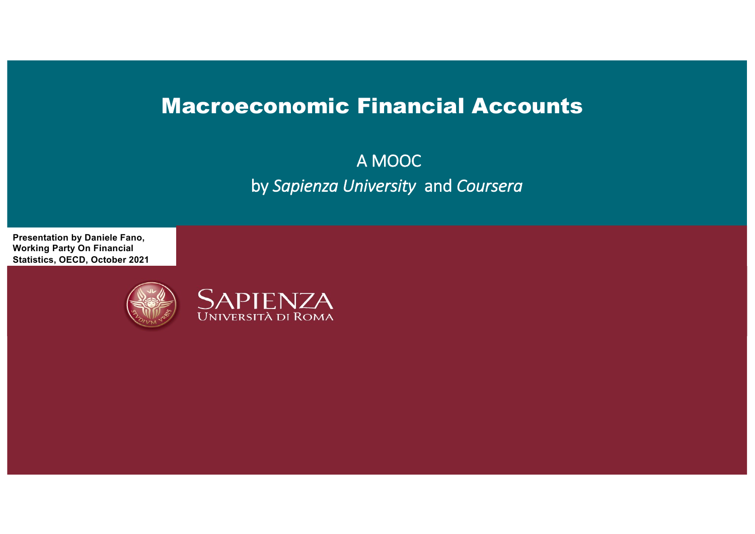# Macroeconomic Financial Accounts

A MOOC

by *Sapienza University* and *Coursera*

**Presentation by Daniele Fano, Working Party On Financial Statistics, OECD, October 2021**

SAPIENZA
UNIVERSITÀ DI ROMA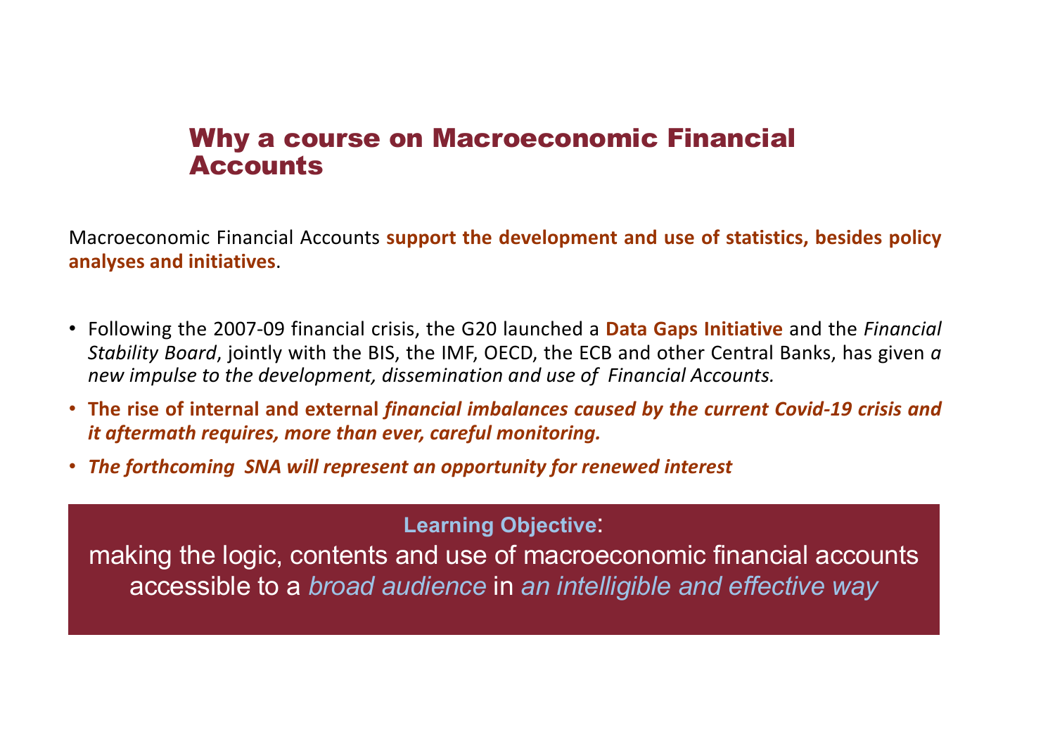# Why a course on Macroeconomic Financial Accounts

Macroeconomic Financial Accounts **support the development and use of statistics, besides policy analyses and initiatives**.

- Following the 2007-09 financial crisis, the G20 launched a **Data Gaps Initiative** and the *Financial Stability Board*, jointly with the BIS, the IMF, OECD, the ECB and other Central Banks, has given *a new impulse to the development, dissemination and use of Financial Accounts.*
- **The rise of internal and external *financial imbalances caused by the current Covid-19 crisis and it aftermath requires, more than ever, careful monitoring.***
- ***The forthcoming SNA will represent an opportunity for renewed interest***

**Learning Objective**:

making the logic, contents and use of macroeconomic financial accounts accessible to a *broad audience* in *an intelligible and effective way*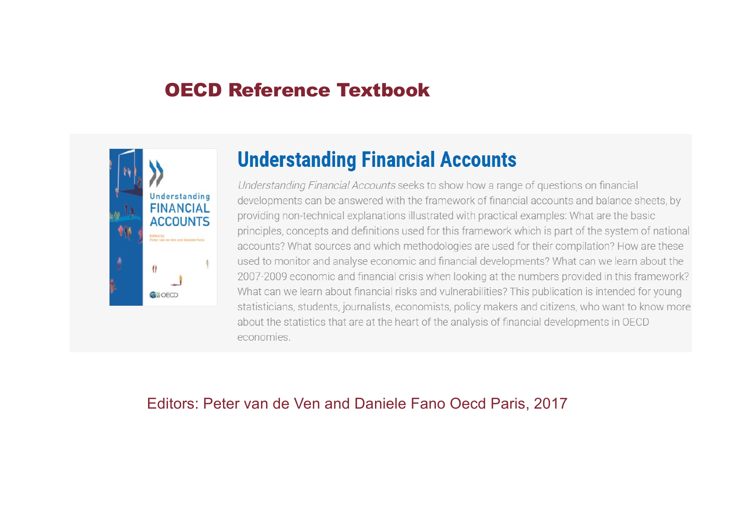# OECD Reference Textbook

## Understanding Financial Accounts

*Understanding Financial Accounts* seeks to show how a range of questions on financial developments can be answered with the framework of financial accounts and balance sheets, by providing non-technical explanations illustrated with practical examples: What are the basic principles, concepts and definitions used for this framework which is part of the system of national accounts? What sources and which methodologies are used for their compilation? How are these used to monitor and analyse economic and financial developments? What can we learn about the 2007-2009 economic and financial crisis when looking at the numbers provided in this framework? What can we learn about financial risks and vulnerabilities? This publication is intended for young statisticians, students, journalists, economists, policy makers and citizens, who want to know more about the statistics that are at the heart of the analysis of financial developments in OECD economies.

Editors: Peter van de Ven and Daniele Fano Oecd Paris, 2017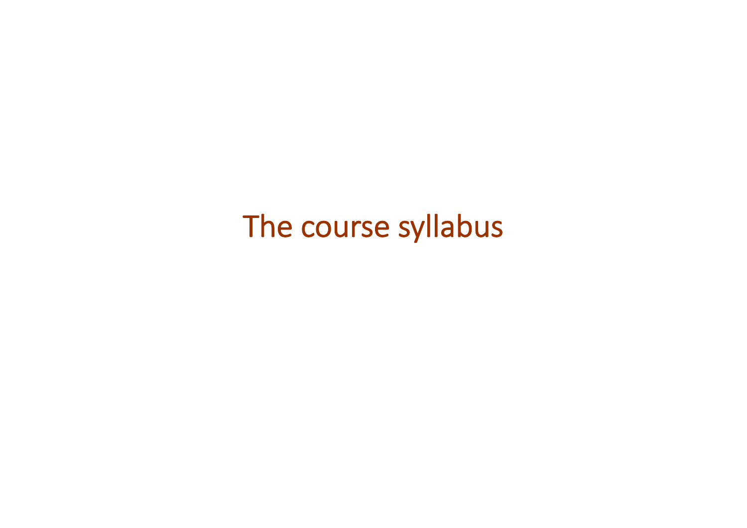# The course syllabus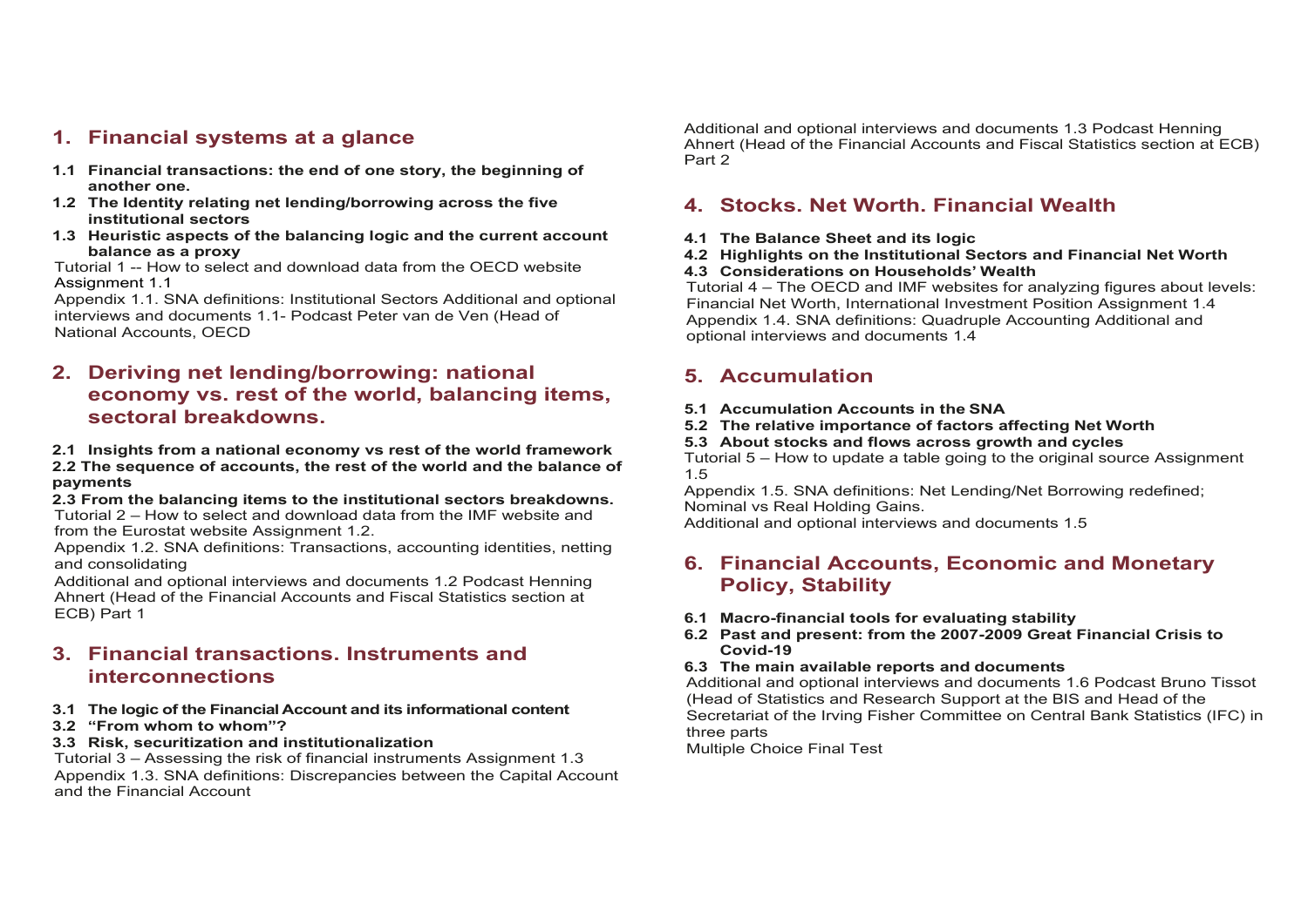## 1. Financial systems at a glance

- **1.1 Financial transactions: the end of one story, the beginning of another one.**
- **1.2 The Identity relating net lending/borrowing across the five institutional sectors**
- **1.3 Heuristic aspects of the balancing logic and the current account balance as a proxy**

Tutorial 1 -- How to select and download data from the OECD website
Assignment 1.1
Appendix 1.1. SNA definitions: Institutional Sectors Additional and optional interviews and documents 1.1- Podcast Peter van de Ven (Head of National Accounts, OECD

## 2. Deriving net lending/borrowing: national economy vs. rest of the world, balancing items, sectoral breakdowns.

**2.1 Insights from a national economy vs rest of the world framework**
**2.2 The sequence of accounts, the rest of the world and the balance of payments**
**2.3 From the balancing items to the institutional sectors breakdowns.**
Tutorial 2 – How to select and download data from the IMF website and from the Eurostat website Assignment 1.2.
Appendix 1.2. SNA definitions: Transactions, accounting identities, netting and consolidating
Additional and optional interviews and documents 1.2 Podcast Henning Ahnert (Head of the Financial Accounts and Fiscal Statistics section at ECB) Part 1

## 3. Financial transactions. Instruments and interconnections

- **3.1 The logic of the Financial Account and its informational content**
- **3.2 "From whom to whom"?**
- **3.3 Risk, securitization and institutionalization**

Tutorial 3 – Assessing the risk of financial instruments Assignment 1.3
Appendix 1.3. SNA definitions: Discrepancies between the Capital Account and the Financial Account
Additional and optional interviews and documents 1.3 Podcast Henning Ahnert (Head of the Financial Accounts and Fiscal Statistics section at ECB) Part 2

## 4. Stocks. Net Worth. Financial Wealth

- **4.1 The Balance Sheet and its logic**
- **4.2 Highlights on the Institutional Sectors and Financial Net Worth**
- **4.3 Considerations on Households' Wealth**

Tutorial 4 – The OECD and IMF websites for analyzing figures about levels: Financial Net Worth, International Investment Position Assignment 1.4
Appendix 1.4. SNA definitions: Quadruple Accounting Additional and optional interviews and documents 1.4

## 5. Accumulation

- **5.1 Accumulation Accounts in the SNA**
- **5.2 The relative importance of factors affecting Net Worth**
- **5.3 About stocks and flows across growth and cycles**

Tutorial 5 – How to update a table going to the original source Assignment 1.5
Appendix 1.5. SNA definitions: Net Lending/Net Borrowing redefined; Nominal vs Real Holding Gains.
Additional and optional interviews and documents 1.5

## 6. Financial Accounts, Economic and Monetary Policy, Stability

- **6.1 Macro-financial tools for evaluating stability**
- **6.2 Past and present: from the 2007-2009 Great Financial Crisis to Covid-19**
- **6.3 The main available reports and documents**

Additional and optional interviews and documents 1.6 Podcast Bruno Tissot (Head of Statistics and Research Support at the BIS and Head of the Secretariat of the Irving Fisher Committee on Central Bank Statistics (IFC) in three parts
Multiple Choice Final Test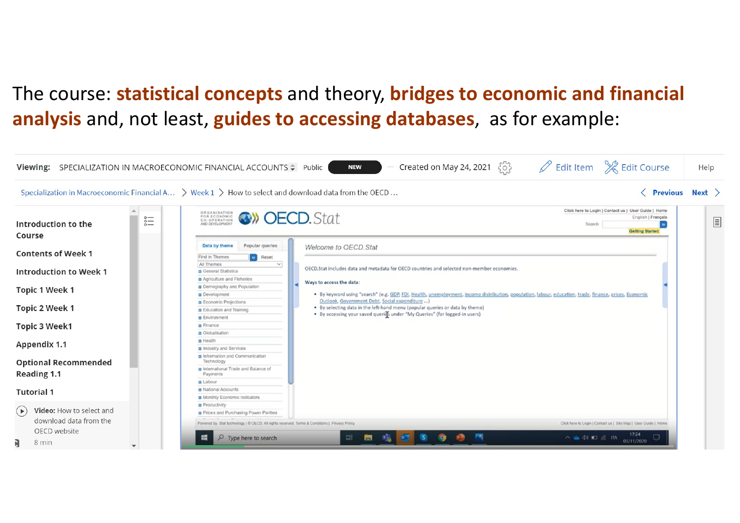The course: **statistical concepts** and theory, **bridges to economic and financial analysis** and, not least, **guides to accessing databases**, as for example:

Viewing: SPECIALIZATION IN MACROECONOMIC FINANCIAL ACCOUNTS Public NEW — Created on May 24, 2021 Edit Item Edit Course Help

Specialization in Macroeconomic Financial A... > Week 1 > How to select and download data from the OECD ... Previous Next

- Introduction to the Course
- Contents of Week 1
- Introduction to Week 1
- Topic 1 Week 1
- Topic 2 Week 1
- Topic 3 Week1
- Appendix 1.1
- Optional Recommended Reading 1.1
- Tutorial 1
- **Video:** How to select and download data from the OECD website — 8 min

ORGANISATION FOR ECONOMIC CO-OPERATION AND DEVELOPMENT OECD.Stat

Click here to Login | Contact us | User Guide | Home
English | Français
Search
Getting Started

Data by theme | Popular queries

Find in Themes Reset
All Themes

- General Statistics
- Agriculture and Fisheries
- Demography and Population
- Development
- Economic Projections
- Education and Training
- Environment
- Finance
- Globalisation
- Health
- Industry and Services
- Information and Communication Technology
- International Trade and Balance of Payments
- Labour
- National Accounts
- Monthly Economic Indicators
- Productivity
- Prices and Purchasing Power Parities

Welcome to OECD.Stat

OECD.Stat includes data and metadata for OECD countries and selected non-member economies.

Ways to access the data:

- By keyword using "search" (e.g. GDP, FDI, Health, unemployment, income distribution, population, labour, education, trade, finance, prices, Economic Outlook, Government Debt, Social expenditure ...)
- By selecting data in the left-hand menu (popular queries or data by theme)
- By accessing your saved queries under "My Queries" (for logged-in users)

Powered by .Stat technology | © OECD. All rights reserved. Terms & Conditions | Privacy Policy

Click here to Login | Contact us | Site Map | User Guide | Home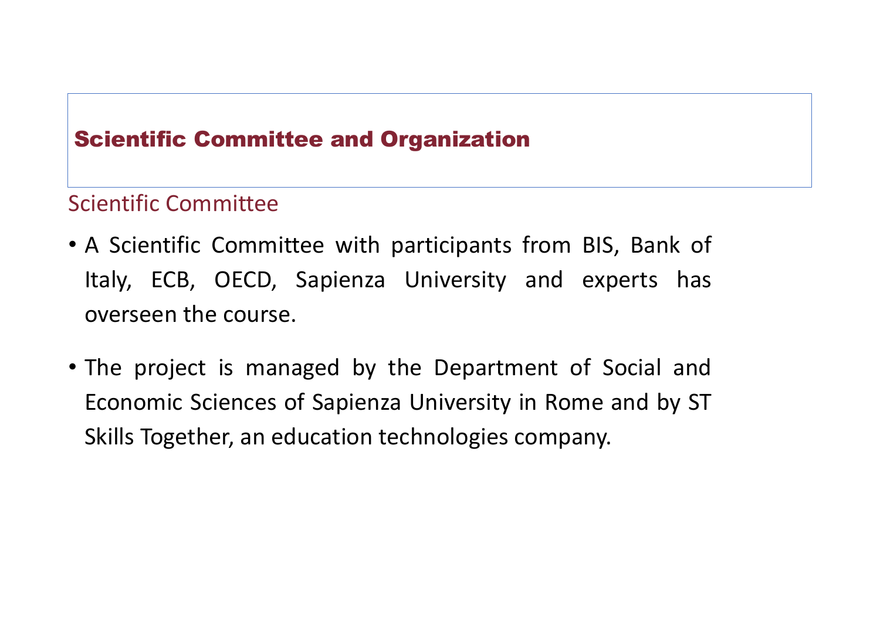## Scientific Committee and Organization

### Scientific Committee

- A Scientific Committee with participants from BIS, Bank of Italy, ECB, OECD, Sapienza University and experts has overseen the course.
- The project is managed by the Department of Social and Economic Sciences of Sapienza University in Rome and by ST Skills Together, an education technologies company.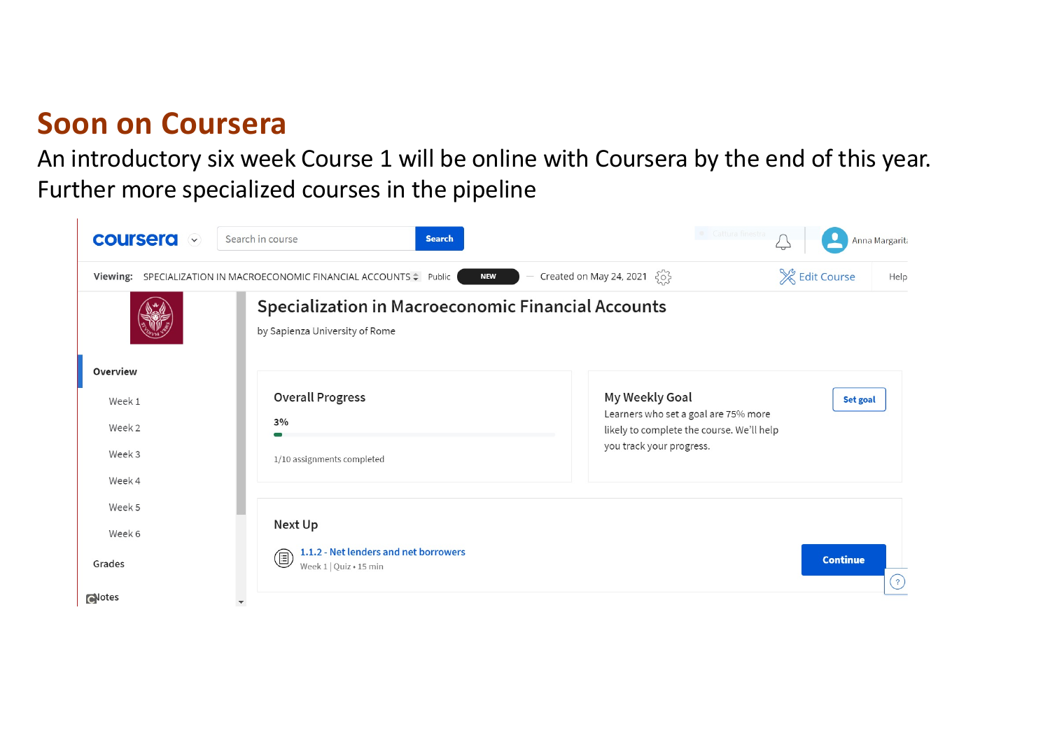# Soon on Coursera

An introductory six week Course 1 will be online with Coursera by the end of this year. Further more specialized courses in the pipeline

coursera | Search in course | Search | Anna Margarit

Viewing: SPECIALIZATION IN MACROECONOMIC FINANCIAL ACCOUNTS | Public | NEW | Created on May 24, 2021 | Edit Course | Help

- Overview
- Week 1
- Week 2
- Week 3
- Week 4
- Week 5
- Week 6
- Grades
- Notes

## Specialization in Macroeconomic Financial Accounts

by Sapienza University of Rome

**Overall Progress**

3%

1/10 assignments completed

**My Weekly Goal**

Learners who set a goal are 75% more likely to complete the course. We'll help you track your progress.

Set goal

**Next Up**

1.1.2 - Net lenders and net borrowers

Week 1 | Quiz • 15 min

Continue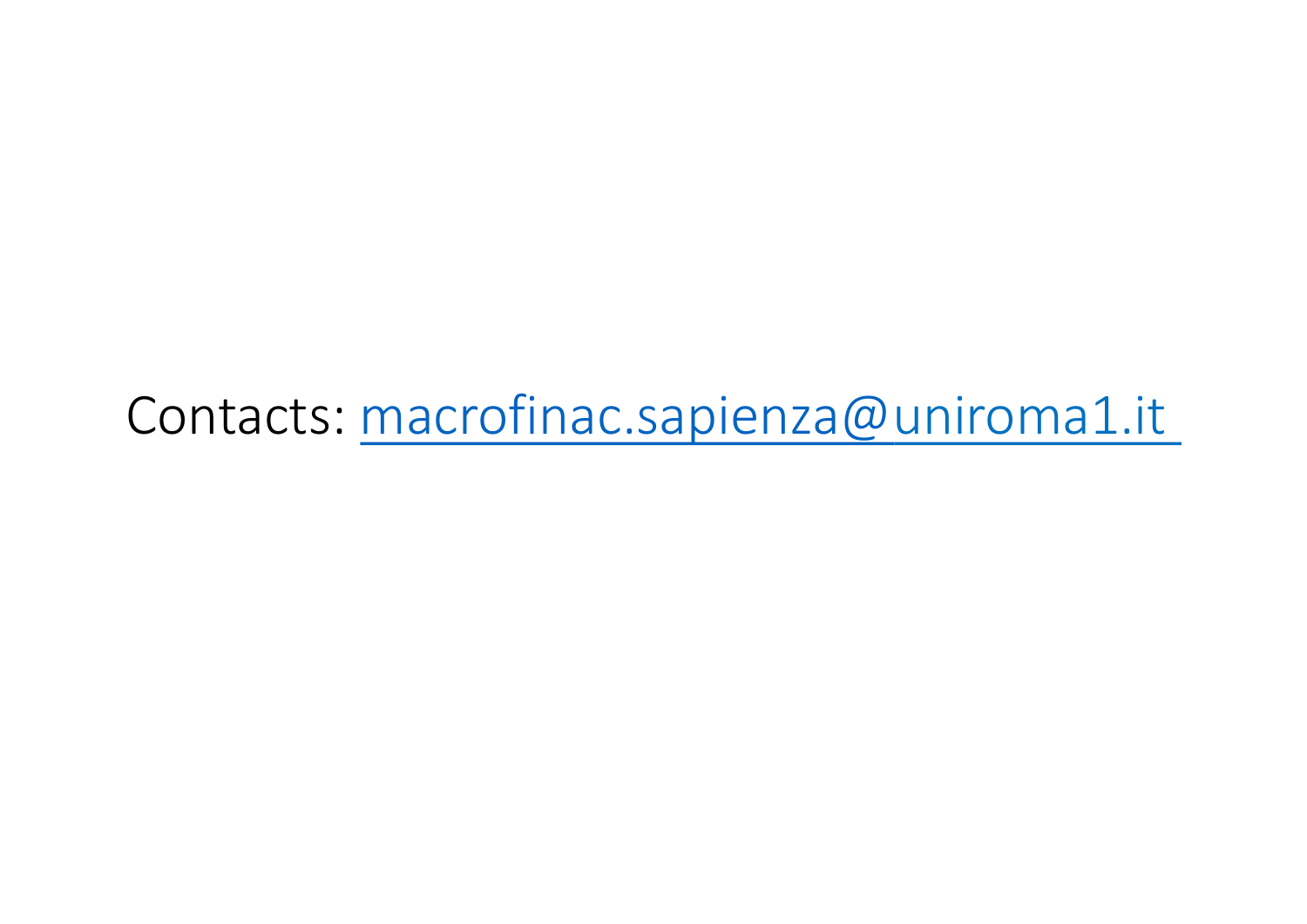Contacts: [macrofinac.sapienza@uniroma1.it](mailto:macrofinac.sapienza@uniroma1.it)